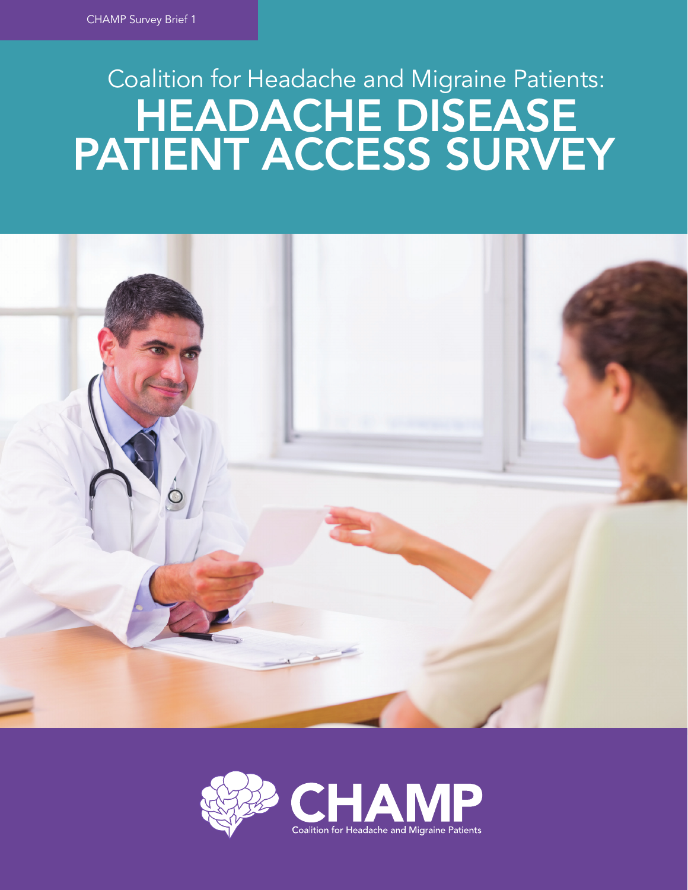CHAMP Survey Brief 1

# Coalition for Headache and Migraine Patients: HEADACHE DISEASE PATIENT ACCESS SURVEY

CHAMP

Coalition for Headache and Migraine Patients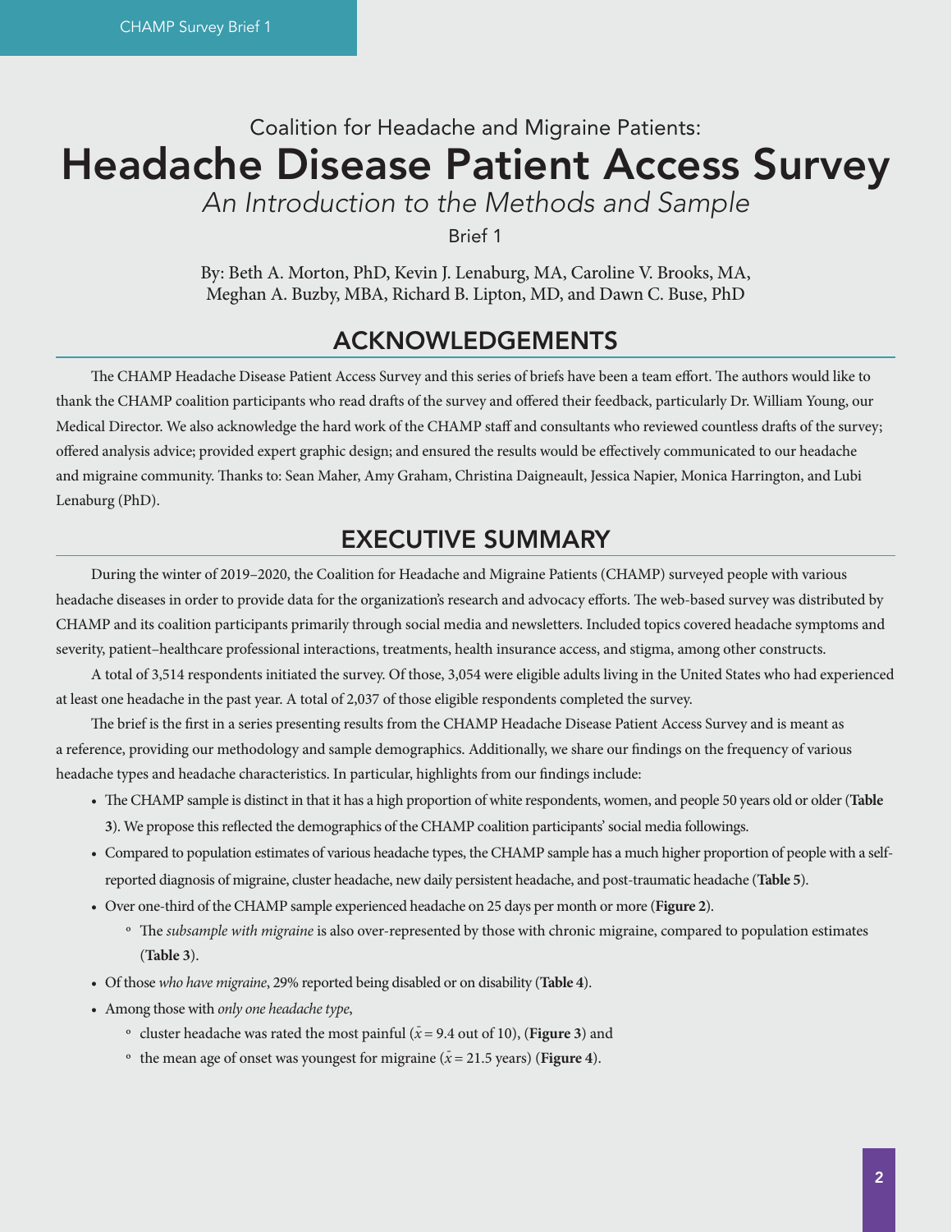Coalition for Headache and Migraine Patients:

# Headache Disease Patient Access Survey

## *An Introduction to the Methods and Sample*

Brief 1

By: Beth A. Morton, PhD, Kevin J. Lenaburg, MA, Caroline V. Brooks, MA, Meghan A. Buzby, MBA, Richard B. Lipton, MD, and Dawn C. Buse, PhD

## ACKNOWLEDGEMENTS

The CHAMP Headache Disease Patient Access Survey and this series of briefs have been a team effort. The authors would like to thank the CHAMP coalition participants who read drafts of the survey and offered their feedback, particularly Dr. William Young, our Medical Director. We also acknowledge the hard work of the CHAMP staff and consultants who reviewed countless drafts of the survey; offered analysis advice; provided expert graphic design; and ensured the results would be effectively communicated to our headache and migraine community. Thanks to: Sean Maher, Amy Graham, Christina Daigneault, Jessica Napier, Monica Harrington, and Lubi Lenaburg (PhD).

## EXECUTIVE SUMMARY

During the winter of 2019–2020, the Coalition for Headache and Migraine Patients (CHAMP) surveyed people with various headache diseases in order to provide data for the organization's research and advocacy efforts. The web-based survey was distributed by CHAMP and its coalition participants primarily through social media and newsletters. Included topics covered headache symptoms and severity, patient–healthcare professional interactions, treatments, health insurance access, and stigma, among other constructs.

A total of 3,514 respondents initiated the survey. Of those, 3,054 were eligible adults living in the United States who had experienced at least one headache in the past year. A total of 2,037 of those eligible respondents completed the survey.

The brief is the first in a series presenting results from the CHAMP Headache Disease Patient Access Survey and is meant as a reference, providing our methodology and sample demographics. Additionally, we share our findings on the frequency of various headache types and headache characteristics. In particular, highlights from our findings include:

- The CHAMP sample is distinct in that it has a high proportion of white respondents, women, and people 50 years old or older (**Table 3**). We propose this reflected the demographics of the CHAMP coalition participants' social media followings.
- Compared to population estimates of various headache types, the CHAMP sample has a much higher proportion of people with a self-reported diagnosis of migraine, cluster headache, new daily persistent headache, and post-traumatic headache (**Table 5**).
- Over one-third of the CHAMP sample experienced headache on 25 days per month or more (**Figure 2**).
  - The *subsample with migraine* is also over-represented by those with chronic migraine, compared to population estimates (**Table 3**).
- Of those *who have migraine*, 29% reported being disabled or on disability (**Table 4**).
- Among those with *only one headache type*,
  - cluster headache was rated the most painful ($\bar{x} = 9.4$ out of 10), (**Figure 3**) and
  - the mean age of onset was youngest for migraine ($\bar{x} = 21.5$ years) (**Figure 4**).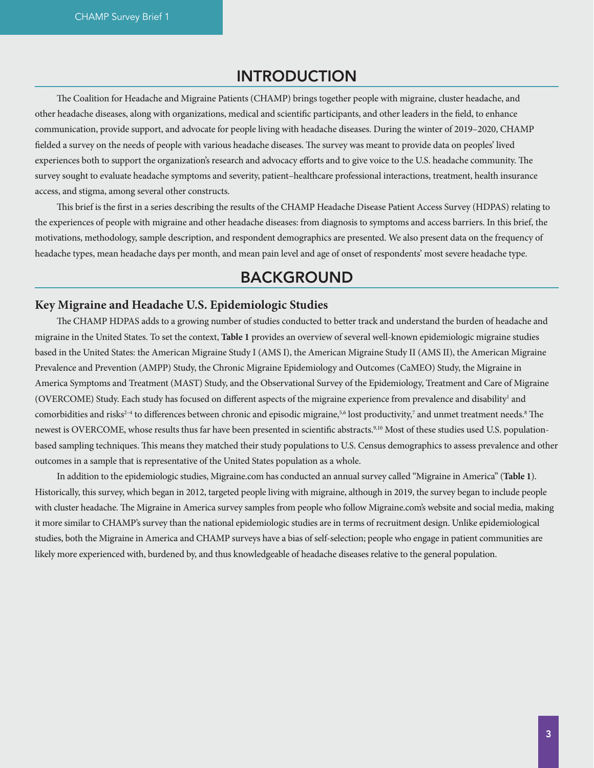# INTRODUCTION

The Coalition for Headache and Migraine Patients (CHAMP) brings together people with migraine, cluster headache, and other headache diseases, along with organizations, medical and scientific participants, and other leaders in the field, to enhance communication, provide support, and advocate for people living with headache diseases. During the winter of 2019–2020, CHAMP fielded a survey on the needs of people with various headache diseases. The survey was meant to provide data on peoples' lived experiences both to support the organization's research and advocacy efforts and to give voice to the U.S. headache community. The survey sought to evaluate headache symptoms and severity, patient–healthcare professional interactions, treatment, health insurance access, and stigma, among several other constructs.

This brief is the first in a series describing the results of the CHAMP Headache Disease Patient Access Survey (HDPAS) relating to the experiences of people with migraine and other headache diseases: from diagnosis to symptoms and access barriers. In this brief, the motivations, methodology, sample description, and respondent demographics are presented. We also present data on the frequency of headache types, mean headache days per month, and mean pain level and age of onset of respondents' most severe headache type.

# BACKGROUND

## Key Migraine and Headache U.S. Epidemiologic Studies

The CHAMP HDPAS adds to a growing number of studies conducted to better track and understand the burden of headache and migraine in the United States. To set the context, **Table 1** provides an overview of several well-known epidemiologic migraine studies based in the United States: the American Migraine Study I (AMS I), the American Migraine Study II (AMS II), the American Migraine Prevalence and Prevention (AMPP) Study, the Chronic Migraine Epidemiology and Outcomes (CaMEO) Study, the Migraine in America Symptoms and Treatment (MAST) Study, and the Observational Survey of the Epidemiology, Treatment and Care of Migraine (OVERCOME) Study. Each study has focused on different aspects of the migraine experience from prevalence and disability[1] and comorbidities and risks[2–4] to differences between chronic and episodic migraine,[5,6] lost productivity,[7] and unmet treatment needs.[8] The newest is OVERCOME, whose results thus far have been presented in scientific abstracts.[9,10] Most of these studies used U.S. population-based sampling techniques. This means they matched their study populations to U.S. Census demographics to assess prevalence and other outcomes in a sample that is representative of the United States population as a whole.

In addition to the epidemiologic studies, Migraine.com has conducted an annual survey called "Migraine in America" (**Table 1**). Historically, this survey, which began in 2012, targeted people living with migraine, although in 2019, the survey began to include people with cluster headache. The Migraine in America survey samples from people who follow Migraine.com's website and social media, making it more similar to CHAMP's survey than the national epidemiologic studies are in terms of recruitment design. Unlike epidemiological studies, both the Migraine in America and CHAMP surveys have a bias of self-selection; people who engage in patient communities are likely more experienced with, burdened by, and thus knowledgeable of headache diseases relative to the general population.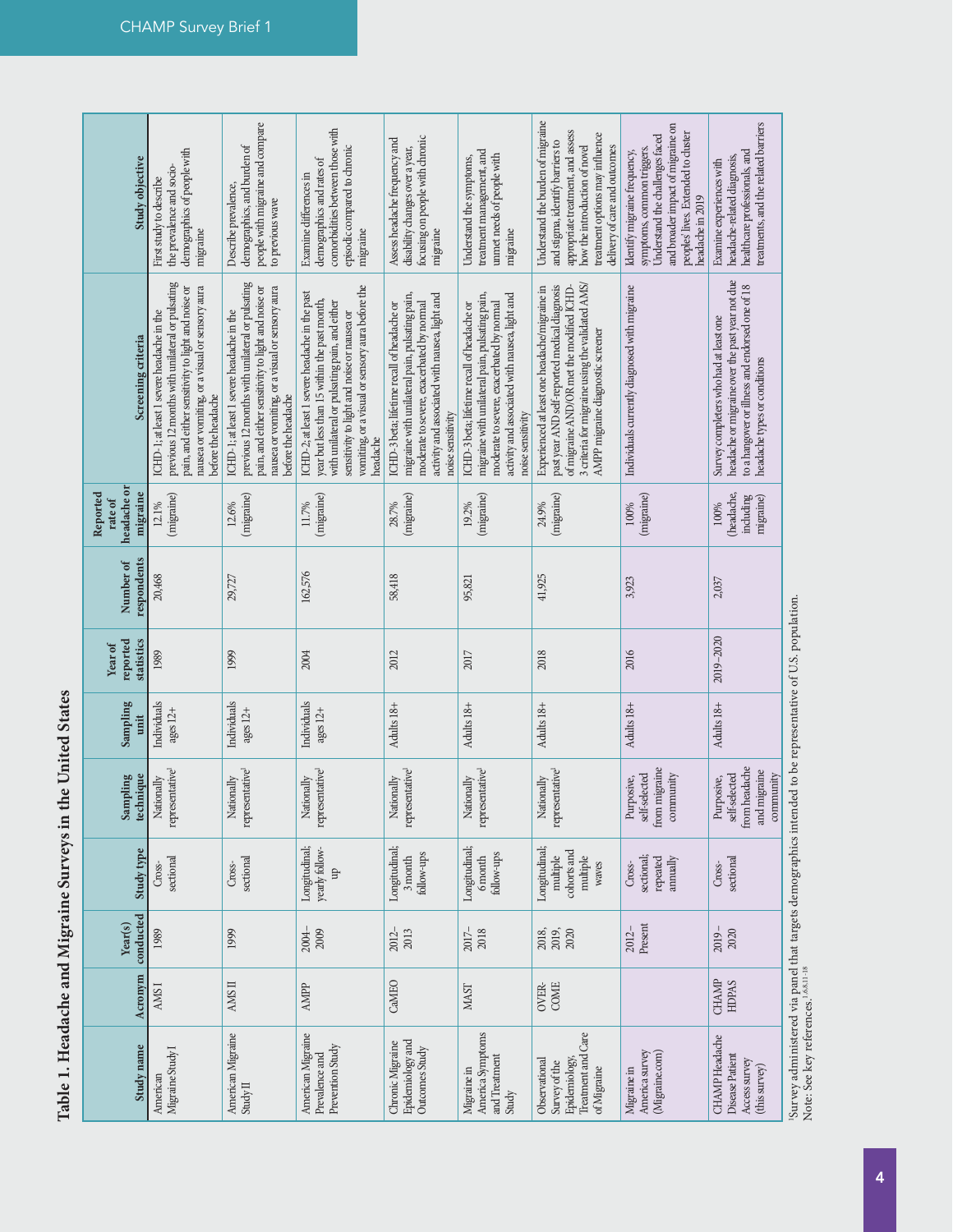## Table 1. Headache and Migraine Surveys in the United States

| Study name | Acronym | Year(s) conducted | Study type | Sampling technique | Sampling unit | Year of reported statistics | Number of respondents | Reported rate of headache or migraine | Screening criteria | Study objective |
|---|---|---|---|---|---|---|---|---|---|---|
| American Migraine Study I | AMS I | 1989 | Cross-sectional | Nationally representative[1] | Individuals ages 12+ | 1989 | 20,468 | 12.1% (migraine) | ICHD-1; at least 1 severe headache in the previous 12 months with unilateral or pulsating pain, and either sensitivity to light and noise or nausea or vomiting, or a visual or sensory aura before the headache | First study to describe the prevalence and socio-demographics of people with migraine |
| American Migraine Study II | AMS II | 1999 | Cross-sectional | Nationally representative[1] | Individuals ages 12+ | 1999 | 29,727 | 12.6% (migraine) | ICHD-1; at least 1 severe headache in the previous 12 months with unilateral or pulsating pain, and either sensitivity to light and noise or nausea or vomiting, or a visual or sensory aura before the headache | Describe prevalence, demographics, and burden of people with migraine and compare to previous wave |
| American Migraine Prevalence and Prevention Study | AMPP | 2004–2009 | Longitudinal; yearly follow-up | Nationally representative[1] | Individuals ages 12+ | 2004 | 162,576 | 11.7% (migraine) | ICHD-2; at least 1 severe headache in the past year but less than 15 within the past month, with unilateral or pulsating pain, and either sensitivity to light and noise or nausea or vomiting, or a visual or sensory aura before the headache | Examine differences in demographics and rates of comorbidities between those with episodic compared to chronic migraine |
| Chronic Migraine Epidemiology and Outcomes Study | CaMEO | 2012–2013 | Longitudinal; 3 month follow-ups | Nationally representative[1] | Adults 18+ | 2012 | 58,418 | 28.7% (migraine) | ICHD-3 beta; lifetime recall of headache or migraine with unilateral pain, pulsating pain, moderate to severe, exacerbated by normal activity and associated with nausea, light and noise sensitivity | Assess headache frequency and disability changes over a year, focusing on people with chronic migraine |
| Migraine in America Symptoms and Treatment Study | MAST | 2017–2018 | Longitudinal; 6 month follow-ups | Nationally representative[1] | Adults 18+ | 2017 | 95,821 | 19.2% (migraine) | ICHD-3 beta; lifetime recall of headache or migraine with unilateral pain, pulsating pain, moderate to severe, exacerbated by normal activity and associated with nausea, light and noise sensitivity | Understand the symptoms, treatment management, and unmet needs of people with migraine |
| Observational Survey of the Epidemiology, Treatment and Care of Migraine | OVERCOME | 2018, 2019, 2020 | Longitudinal; multiple cohorts and multiple waves | Nationally representative[1] | Adults 18+ | 2018 | 41,925 | 24.9% (migraine) | Experienced at least one headache/migraine in past year AND self-reported medical diagnosis of migraine AND/OR met the modified ICHD-3 criteria for migraine using the validated AMS/AMPP migraine diagnostic screener | Understand the burden of migraine and stigma, identify barriers to appropriate treatment, and assess how the introduction of novel treatment options may influence delivery of care and outcomes |
| Migraine in America survey (Migraine.com) | | 2012–Present | Cross-sectional; repeated annually | Purposive, self-selected from migraine community | Adults 18+ | 2016 | 3,923 | 100% (migraine) | Individuals currently diagnosed with migraine | Identify migraine frequency, symptoms, common triggers. Understand the challenges faced and broader impact of migraine on peoples' lives. Extended to cluster headache in 2019 |
| CHAMP Headache Disease Patient Access survey (this survey) | CHAMP HDPAS | 2019–2020 | Cross-sectional | Purposive, self-selected from headache and migraine community | Adults 18+ | 2019–2020 | 2,037 | 100% (headache, including migraine) | Survey completers who had at least one headache or migraine over the past year not due to a hangover or illness and endorsed one of 18 headache types or conditions | Examine experiences with headache-related diagnosis, healthcare professionals, and treatments, and the related barriers |

[1]Survey administered via panel that targets demographics intended to be representative of U.S. population.
Note: See key references.[1,6,8,11-18]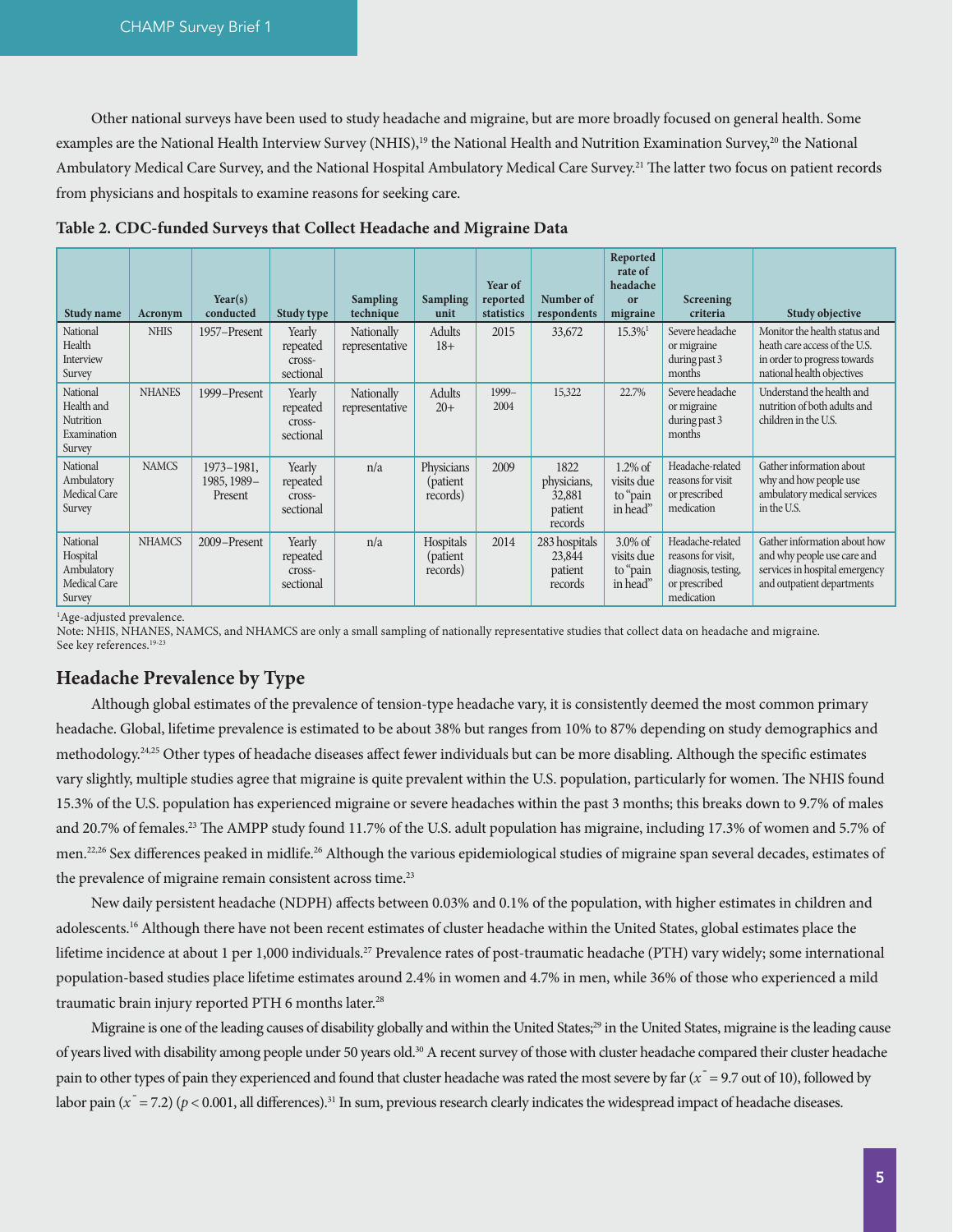Other national surveys have been used to study headache and migraine, but are more broadly focused on general health. Some examples are the National Health Interview Survey (NHIS),[19] the National Health and Nutrition Examination Survey,[20] the National Ambulatory Medical Care Survey, and the National Hospital Ambulatory Medical Care Survey.[21] The latter two focus on patient records from physicians and hospitals to examine reasons for seeking care.

**Table 2. CDC-funded Surveys that Collect Headache and Migraine Data**

| Study name | Acronym | Year(s) conducted | Study type | Sampling technique | Sampling unit | Year of reported statistics | Number of respondents | Reported rate of headache or migraine | Screening criteria | Study objective |
|---|---|---|---|---|---|---|---|---|---|---|
| National Health Interview Survey | NHIS | 1957–Present | Yearly repeated cross-sectional | Nationally representative | Adults 18+ | 2015 | 33,672 | 15.3%[1] | Severe headache or migraine during past 3 months | Monitor the health status and heath care access of the U.S. in order to progress towards national health objectives |
| National Health and Nutrition Examination Survey | NHANES | 1999–Present | Yearly repeated cross-sectional | Nationally representative | Adults 20+ | 1999–2004 | 15,322 | 22.7% | Severe headache or migraine during past 3 months | Understand the health and nutrition of both adults and children in the U.S. |
| National Ambulatory Medical Care Survey | NAMCS | 1973–1981, 1985, 1989–Present | Yearly repeated cross-sectional | n/a | Physicians (patient records) | 2009 | 1822 physicians, 32,881 patient records | 1.2% of visits due to "pain in head" | Headache-related reasons for visit or prescribed medication | Gather information about why and how people use ambulatory medical services in the U.S. |
| National Hospital Ambulatory Medical Care Survey | NHAMCS | 2009–Present | Yearly repeated cross-sectional | n/a | Hospitals (patient records) | 2014 | 283 hospitals 23,844 patient records | 3.0% of visits due to "pain in head" | Headache-related reasons for visit, diagnosis, testing, or prescribed medication | Gather information about how and why people use care and services in hospital emergency and outpatient departments |

[1]Age-adjusted prevalence.
Note: NHIS, NHANES, NAMCS, and NHAMCS are only a small sampling of nationally representative studies that collect data on headache and migraine. See key references.[19-23]

## Headache Prevalence by Type

Although global estimates of the prevalence of tension-type headache vary, it is consistently deemed the most common primary headache. Global, lifetime prevalence is estimated to be about 38% but ranges from 10% to 87% depending on study demographics and methodology.[24,25] Other types of headache diseases affect fewer individuals but can be more disabling. Although the specific estimates vary slightly, multiple studies agree that migraine is quite prevalent within the U.S. population, particularly for women. The NHIS found 15.3% of the U.S. population has experienced migraine or severe headaches within the past 3 months; this breaks down to 9.7% of males and 20.7% of females.[23] The AMPP study found 11.7% of the U.S. adult population has migraine, including 17.3% of women and 5.7% of men.[22,26] Sex differences peaked in midlife.[26] Although the various epidemiological studies of migraine span several decades, estimates of the prevalence of migraine remain consistent across time.[23]

New daily persistent headache (NDPH) affects between 0.03% and 0.1% of the population, with higher estimates in children and adolescents.[16] Although there have not been recent estimates of cluster headache within the United States, global estimates place the lifetime incidence at about 1 per 1,000 individuals.[27] Prevalence rates of post-traumatic headache (PTH) vary widely; some international population-based studies place lifetime estimates around 2.4% in women and 4.7% in men, while 36% of those who experienced a mild traumatic brain injury reported PTH 6 months later.[28]

Migraine is one of the leading causes of disability globally and within the United States;[29] in the United States, migraine is the leading cause of years lived with disability among people under 50 years old.[30] A recent survey of those with cluster headache compared their cluster headache pain to other types of pain they experienced and found that cluster headache was rated the most severe by far ($\bar{x} = 9.7$ out of 10), followed by labor pain ($\bar{x} = 7.2$) ($p < 0.001$, all differences).[31] In sum, previous research clearly indicates the widespread impact of headache diseases.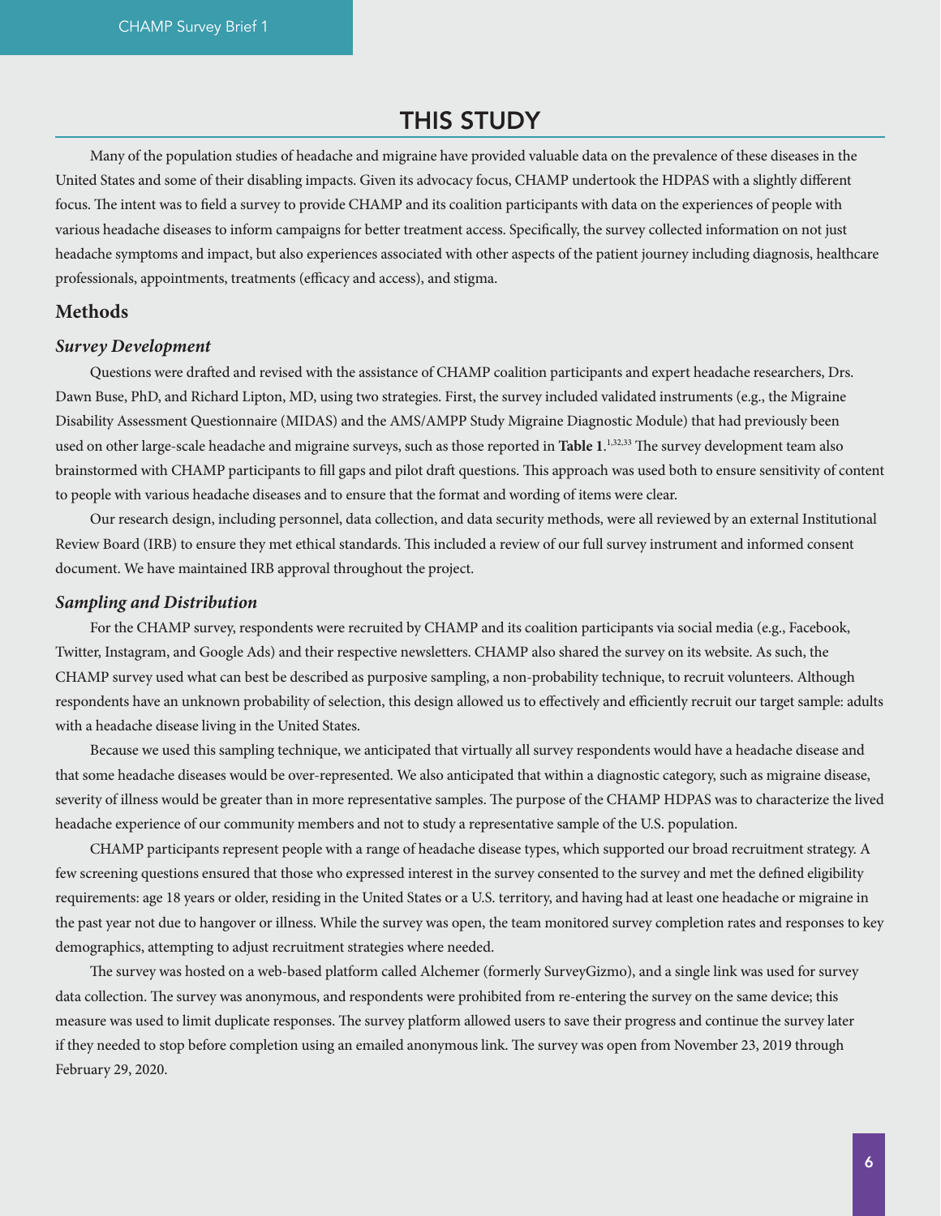# THIS STUDY

Many of the population studies of headache and migraine have provided valuable data on the prevalence of these diseases in the United States and some of their disabling impacts. Given its advocacy focus, CHAMP undertook the HDPAS with a slightly different focus. The intent was to field a survey to provide CHAMP and its coalition participants with data on the experiences of people with various headache diseases to inform campaigns for better treatment access. Specifically, the survey collected information on not just headache symptoms and impact, but also experiences associated with other aspects of the patient journey including diagnosis, healthcare professionals, appointments, treatments (efficacy and access), and stigma.

## Methods

### *Survey Development*

Questions were drafted and revised with the assistance of CHAMP coalition participants and expert headache researchers, Drs. Dawn Buse, PhD, and Richard Lipton, MD, using two strategies. First, the survey included validated instruments (e.g., the Migraine Disability Assessment Questionnaire (MIDAS) and the AMS/AMPP Study Migraine Diagnostic Module) that had previously been used on other large-scale headache and migraine surveys, such as those reported in **Table 1**.[1,32,33] The survey development team also brainstormed with CHAMP participants to fill gaps and pilot draft questions. This approach was used both to ensure sensitivity of content to people with various headache diseases and to ensure that the format and wording of items were clear.

Our research design, including personnel, data collection, and data security methods, were all reviewed by an external Institutional Review Board (IRB) to ensure they met ethical standards. This included a review of our full survey instrument and informed consent document. We have maintained IRB approval throughout the project.

### *Sampling and Distribution*

For the CHAMP survey, respondents were recruited by CHAMP and its coalition participants via social media (e.g., Facebook, Twitter, Instagram, and Google Ads) and their respective newsletters. CHAMP also shared the survey on its website. As such, the CHAMP survey used what can best be described as purposive sampling, a non-probability technique, to recruit volunteers. Although respondents have an unknown probability of selection, this design allowed us to effectively and efficiently recruit our target sample: adults with a headache disease living in the United States.

Because we used this sampling technique, we anticipated that virtually all survey respondents would have a headache disease and that some headache diseases would be over-represented. We also anticipated that within a diagnostic category, such as migraine disease, severity of illness would be greater than in more representative samples. The purpose of the CHAMP HDPAS was to characterize the lived headache experience of our community members and not to study a representative sample of the U.S. population.

CHAMP participants represent people with a range of headache disease types, which supported our broad recruitment strategy. A few screening questions ensured that those who expressed interest in the survey consented to the survey and met the defined eligibility requirements: age 18 years or older, residing in the United States or a U.S. territory, and having had at least one headache or migraine in the past year not due to hangover or illness. While the survey was open, the team monitored survey completion rates and responses to key demographics, attempting to adjust recruitment strategies where needed.

The survey was hosted on a web-based platform called Alchemer (formerly SurveyGizmo), and a single link was used for survey data collection. The survey was anonymous, and respondents were prohibited from re-entering the survey on the same device; this measure was used to limit duplicate responses. The survey platform allowed users to save their progress and continue the survey later if they needed to stop before completion using an emailed anonymous link. The survey was open from November 23, 2019 through February 29, 2020.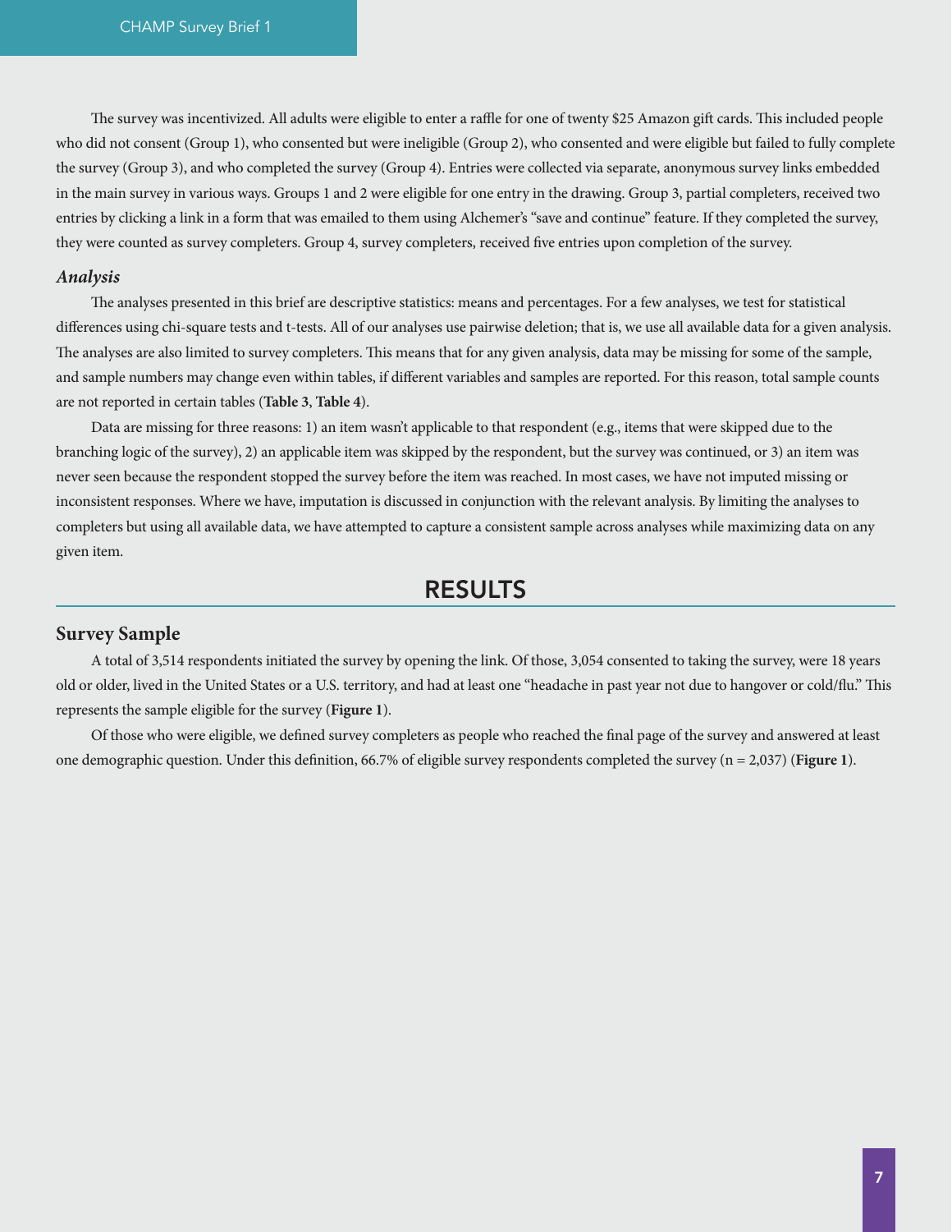The survey was incentivized. All adults were eligible to enter a raffle for one of twenty $25 Amazon gift cards. This included people who did not consent (Group 1), who consented but were ineligible (Group 2), who consented and were eligible but failed to fully complete the survey (Group 3), and who completed the survey (Group 4). Entries were collected via separate, anonymous survey links embedded in the main survey in various ways. Groups 1 and 2 were eligible for one entry in the drawing. Group 3, partial completers, received two entries by clicking a link in a form that was emailed to them using Alchemer's "save and continue" feature. If they completed the survey, they were counted as survey completers. Group 4, survey completers, received five entries upon completion of the survey.

### *Analysis*

The analyses presented in this brief are descriptive statistics: means and percentages. For a few analyses, we test for statistical differences using chi-square tests and t-tests. All of our analyses use pairwise deletion; that is, we use all available data for a given analysis. The analyses are also limited to survey completers. This means that for any given analysis, data may be missing for some of the sample, and sample numbers may change even within tables, if different variables and samples are reported. For this reason, total sample counts are not reported in certain tables (**Table 3**, **Table 4**).

Data are missing for three reasons: 1) an item wasn't applicable to that respondent (e.g., items that were skipped due to the branching logic of the survey), 2) an applicable item was skipped by the respondent, but the survey was continued, or 3) an item was never seen because the respondent stopped the survey before the item was reached. In most cases, we have not imputed missing or inconsistent responses. Where we have, imputation is discussed in conjunction with the relevant analysis. By limiting the analyses to completers but using all available data, we have attempted to capture a consistent sample across analyses while maximizing data on any given item.

## RESULTS

### Survey Sample

A total of 3,514 respondents initiated the survey by opening the link. Of those, 3,054 consented to taking the survey, were 18 years old or older, lived in the United States or a U.S. territory, and had at least one "headache in past year not due to hangover or cold/flu." This represents the sample eligible for the survey (**Figure 1**).

Of those who were eligible, we defined survey completers as people who reached the final page of the survey and answered at least one demographic question. Under this definition, 66.7% of eligible survey respondents completed the survey (n = 2,037) (**Figure 1**).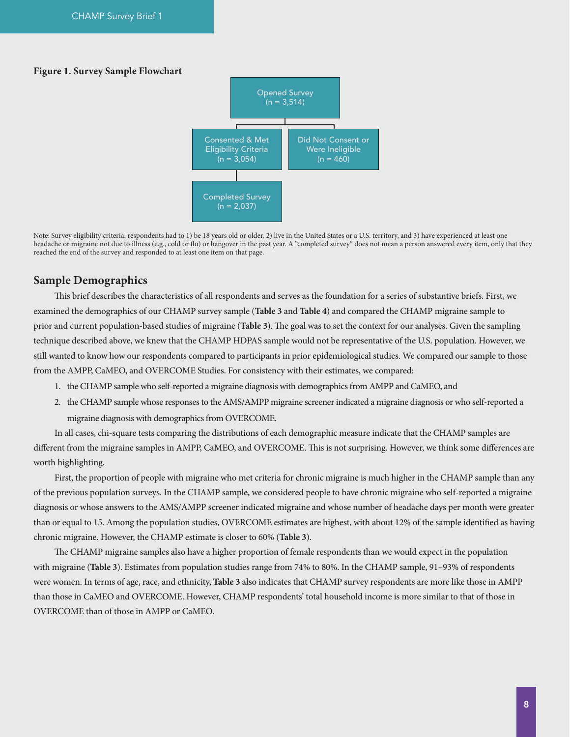**Figure 1. Survey Sample Flowchart**

- Opened Survey (n = 3,514)
  - Consented & Met Eligibility Criteria (n = 3,054)
    - Completed Survey (n = 2,037)
  - Did Not Consent or Were Ineligible (n = 460)

Note: Survey eligibility criteria: respondents had to 1) be 18 years old or older, 2) live in the United States or a U.S. territory, and 3) have experienced at least one headache or migraine not due to illness (e.g., cold or flu) or hangover in the past year. A "completed survey" does not mean a person answered every item, only that they reached the end of the survey and responded to at least one item on that page.

## Sample Demographics

This brief describes the characteristics of all respondents and serves as the foundation for a series of substantive briefs. First, we examined the demographics of our CHAMP survey sample (**Table 3** and **Table 4**) and compared the CHAMP migraine sample to prior and current population-based studies of migraine (**Table 3**). The goal was to set the context for our analyses. Given the sampling technique described above, we knew that the CHAMP HDPAS sample would not be representative of the U.S. population. However, we still wanted to know how our respondents compared to participants in prior epidemiological studies. We compared our sample to those from the AMPP, CaMEO, and OVERCOME Studies. For consistency with their estimates, we compared:

1. the CHAMP sample who self-reported a migraine diagnosis with demographics from AMPP and CaMEO, and
2. the CHAMP sample whose responses to the AMS/AMPP migraine screener indicated a migraine diagnosis or who self-reported a migraine diagnosis with demographics from OVERCOME.

In all cases, chi-square tests comparing the distributions of each demographic measure indicate that the CHAMP samples are different from the migraine samples in AMPP, CaMEO, and OVERCOME. This is not surprising. However, we think some differences are worth highlighting.

First, the proportion of people with migraine who met criteria for chronic migraine is much higher in the CHAMP sample than any of the previous population surveys. In the CHAMP sample, we considered people to have chronic migraine who self-reported a migraine diagnosis or whose answers to the AMS/AMPP screener indicated migraine and whose number of headache days per month were greater than or equal to 15. Among the population studies, OVERCOME estimates are highest, with about 12% of the sample identified as having chronic migraine. However, the CHAMP estimate is closer to 60% (**Table 3**).

The CHAMP migraine samples also have a higher proportion of female respondents than we would expect in the population with migraine (**Table 3**). Estimates from population studies range from 74% to 80%. In the CHAMP sample, 91–93% of respondents were women. In terms of age, race, and ethnicity, **Table 3** also indicates that CHAMP survey respondents are more like those in AMPP than those in CaMEO and OVERCOME. However, CHAMP respondents' total household income is more similar to that of those in OVERCOME than of those in AMPP or CaMEO.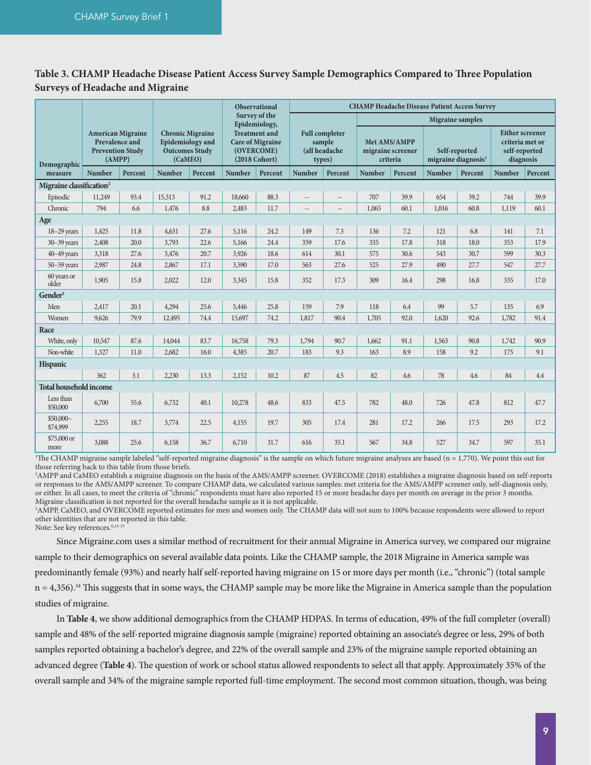**Table 3. CHAMP Headache Disease Patient Access Survey Sample Demographics Compared to Three Population Surveys of Headache and Migraine**

| Demographic measure | American Migraine Prevalence and Prevention Study (AMPP) | | Chronic Migraine Epidemiology and Outcomes Study (CaMEO) | | Observational Survey of the Epidemiology, Treatment and Care of Migraine (OVERCOME) (2018 Cohort) | | CHAMP Headache Disease Patient Access Survey: Full completer sample (all headache types) | | CHAMP Migraine samples: Met AMS/AMPP migraine screener criteria | | CHAMP Migraine samples: Self-reported migraine diagnosis[1] | | CHAMP Migraine samples: Either screener criteria met or self-reported diagnosis | |
|---|---|---|---|---|---|---|---|---|---|---|---|---|---|---|
| | Number | Percent | Number | Percent | Number | Percent | Number | Percent | Number | Percent | Number | Percent | Number | Percent |
| **Migraine classification[2]** | | | | | | | | | | | | | | |
| Episodic | 11,249 | 93.4 | 15,313 | 91.2 | 18,660 | 88.3 | -- | -- | 707 | 39.9 | 654 | 39.2 | 744 | 39.9 |
| Chronic | 794 | 6.6 | 1,476 | 8.8 | 2,483 | 11.7 | -- | -- | 1,065 | 60.1 | 1,016 | 60.8 | 1,119 | 60.1 |
| **Age** | | | | | | | | | | | | | | |
| 18–29 years | 1,425 | 11.8 | 4,631 | 27.6 | 5,116 | 24.2 | 149 | 7.3 | 136 | 7.2 | 121 | 6.8 | 141 | 7.1 |
| 30–39 years | 2,408 | 20.0 | 3,793 | 22.6 | 5,166 | 24.4 | 359 | 17.6 | 335 | 17.8 | 318 | 18.0 | 353 | 17.9 |
| 40–49 years | 3,318 | 27.6 | 3,476 | 20.7 | 3,926 | 18.6 | 614 | 30.1 | 575 | 30.6 | 543 | 30.7 | 599 | 30.3 |
| 50–59 years | 2,987 | 24.8 | 2,867 | 17.1 | 3,590 | 17.0 | 563 | 27.6 | 525 | 27.9 | 490 | 27.7 | 547 | 27.7 |
| 60 years or older | 1,905 | 15.8 | 2,022 | 12.0 | 3,345 | 15.8 | 352 | 17.3 | 309 | 16.4 | 298 | 16.8 | 335 | 17.0 |
| **Gender[3]** | | | | | | | | | | | | | | |
| Men | 2,417 | 20.1 | 4,294 | 25.6 | 5,446 | 25.8 | 159 | 7.9 | 118 | 6.4 | 99 | 5.7 | 135 | 6.9 |
| Women | 9,626 | 79.9 | 12,495 | 74.4 | 15,697 | 74.2 | 1,817 | 90.4 | 1,705 | 92.0 | 1,620 | 92.6 | 1,782 | 91.4 |
| **Race** | | | | | | | | | | | | | | |
| White, only | 10,547 | 87.6 | 14,044 | 83.7 | 16,758 | 79.3 | 1,794 | 90.7 | 1,662 | 91.1 | 1,563 | 90.8 | 1,742 | 90.9 |
| Non-white | 1,327 | 11.0 | 2,682 | 16.0 | 4,385 | 20.7 | 183 | 9.3 | 163 | 8.9 | 158 | 9.2 | 175 | 9.1 |
| **Hispanic** | | | | | | | | | | | | | | |
| | 362 | 3.1 | 2,230 | 13.3 | 2,152 | 10.2 | 87 | 4.5 | 82 | 4.6 | 78 | 4.6 | 84 | 4.4 |
| **Total household income** | | | | | | | | | | | | | | |
| Less than $50,000 | 6,700 | 55.6 | 6,732 | 40.1 | 10,278 | 48.6 | 833 | 47.5 | 782 | 48.0 | 726 | 47.8 | 812 | 47.7 |
| $50,000–$74,999 | 2,255 | 18.7 | 3,774 | 22.5 | 4,155 | 19.7 | 305 | 17.4 | 281 | 17.2 | 266 | 17.5 | 293 | 17.2 |
| $75,000 or more | 3,088 | 25.6 | 6,158 | 36.7 | 6,710 | 31.7 | 616 | 35.1 | 567 | 34.8 | 527 | 34.7 | 597 | 35.1 |

[1]The CHAMP migraine sample labeled "self-reported migraine diagnosis" is the sample on which future migraine analyses are based (n = 1,770). We point this out for those referring back to this table from those briefs.

[2]AMPP and CaMEO establish a migraine diagnosis on the basis of the AMS/AMPP screener. OVERCOME (2018) establishes a migraine diagnosis based on self-reports or responses to the AMS/AMPP screener. To compare CHAMP data, we calculated various samples: met criteria for the AMS/AMPP screener only, self-diagnosis only, or either. In all cases, to meet the criteria of "chronic" respondents must have also reported 15 or more headache days per month on average in the prior 3 months. Migraine classification is not reported for the overall headache sample as it is not applicable.

[3]AMPP, CaMEO, and OVERCOME reported estimates for men and women only. The CHAMP data will not sum to 100% because respondents were allowed to report other identities that are not reported in this table.

Note: See key references.[6,13-15]

Since Migraine.com uses a similar method of recruitment for their annual Migraine in America survey, we compared our migraine sample to their demographics on several available data points. Like the CHAMP sample, the 2018 Migraine in America sample was predominantly female (93%) and nearly half self-reported having migraine on 15 or more days per month (i.e., "chronic") (total sample n = 4,356).[34] This suggests that in some ways, the CHAMP sample may be more like the Migraine in America sample than the population studies of migraine.

In **Table 4**, we show additional demographics from the CHAMP HDPAS. In terms of education, 49% of the full completer (overall) sample and 48% of the self-reported migraine diagnosis sample (migraine) reported obtaining an associate's degree or less, 29% of both samples reported obtaining a bachelor's degree, and 22% of the overall sample and 23% of the migraine sample reported obtaining an advanced degree (**Table 4**). The question of work or school status allowed respondents to select all that apply. Approximately 35% of the overall sample and 34% of the migraine sample reported full-time employment. The second most common situation, though, was being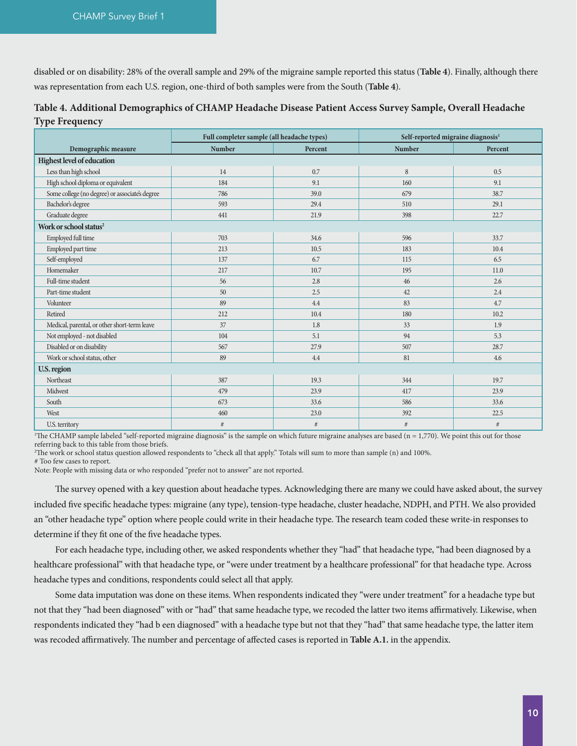disabled or on disability: 28% of the overall sample and 29% of the migraine sample reported this status (**Table 4**). Finally, although there was representation from each U.S. region, one-third of both samples were from the South (**Table 4**).

**Table 4. Additional Demographics of CHAMP Headache Disease Patient Access Survey Sample, Overall Headache Type Frequency**

| Demographic measure | Full completer sample (all headache types) | | Self-reported migraine diagnosis[1] | |
|---|---|---|---|---|
| | Number | Percent | Number | Percent |
| **Highest level of education** | | | | |
| Less than high school | 14 | 0.7 | 8 | 0.5 |
| High school diploma or equivalent | 184 | 9.1 | 160 | 9.1 |
| Some college (no degree) or associate's degree | 786 | 39.0 | 679 | 38.7 |
| Bachelor's degree | 593 | 29.4 | 510 | 29.1 |
| Graduate degree | 441 | 21.9 | 398 | 22.7 |
| **Work or school status[2]** | | | | |
| Employed full time | 703 | 34.6 | 596 | 33.7 |
| Employed part time | 213 | 10.5 | 183 | 10.4 |
| Self-employed | 137 | 6.7 | 115 | 6.5 |
| Homemaker | 217 | 10.7 | 195 | 11.0 |
| Full-time student | 56 | 2.8 | 46 | 2.6 |
| Part-time student | 50 | 2.5 | 42 | 2.4 |
| Volunteer | 89 | 4.4 | 83 | 4.7 |
| Retired | 212 | 10.4 | 180 | 10.2 |
| Medical, parental, or other short-term leave | 37 | 1.8 | 33 | 1.9 |
| Not employed - not disabled | 104 | 5.1 | 94 | 5.3 |
| Disabled or on disability | 567 | 27.9 | 507 | 28.7 |
| Work or school status, other | 89 | 4.4 | 81 | 4.6 |
| **U.S. region** | | | | |
| Northeast | 387 | 19.3 | 344 | 19.7 |
| Midwest | 479 | 23.9 | 417 | 23.9 |
| South | 673 | 33.6 | 586 | 33.6 |
| West | 460 | 23.0 | 392 | 22.5 |
| U.S. territory | # | # | # | # |

[1]The CHAMP sample labeled "self-reported migraine diagnosis" is the sample on which future migraine analyses are based (n = 1,770). We point this out for those referring back to this table from those briefs.
[2]The work or school status question allowed respondents to "check all that apply." Totals will sum to more than sample (n) and 100%.
# Too few cases to report.
Note: People with missing data or who responded "prefer not to answer" are not reported.

The survey opened with a key question about headache types. Acknowledging there are many we could have asked about, the survey included five specific headache types: migraine (any type), tension-type headache, cluster headache, NDPH, and PTH. We also provided an "other headache type" option where people could write in their headache type. The research team coded these write-in responses to determine if they fit one of the five headache types.

For each headache type, including other, we asked respondents whether they "had" that headache type, "had been diagnosed by a healthcare professional" with that headache type, or "were under treatment by a healthcare professional" for that headache type. Across headache types and conditions, respondents could select all that apply.

Some data imputation was done on these items. When respondents indicated they "were under treatment" for a headache type but not that they "had been diagnosed" with or "had" that same headache type, we recoded the latter two items affirmatively. Likewise, when respondents indicated they "had b een diagnosed" with a headache type but not that they "had" that same headache type, the latter item was recoded affirmatively. The number and percentage of affected cases is reported in **Table A.1.** in the appendix.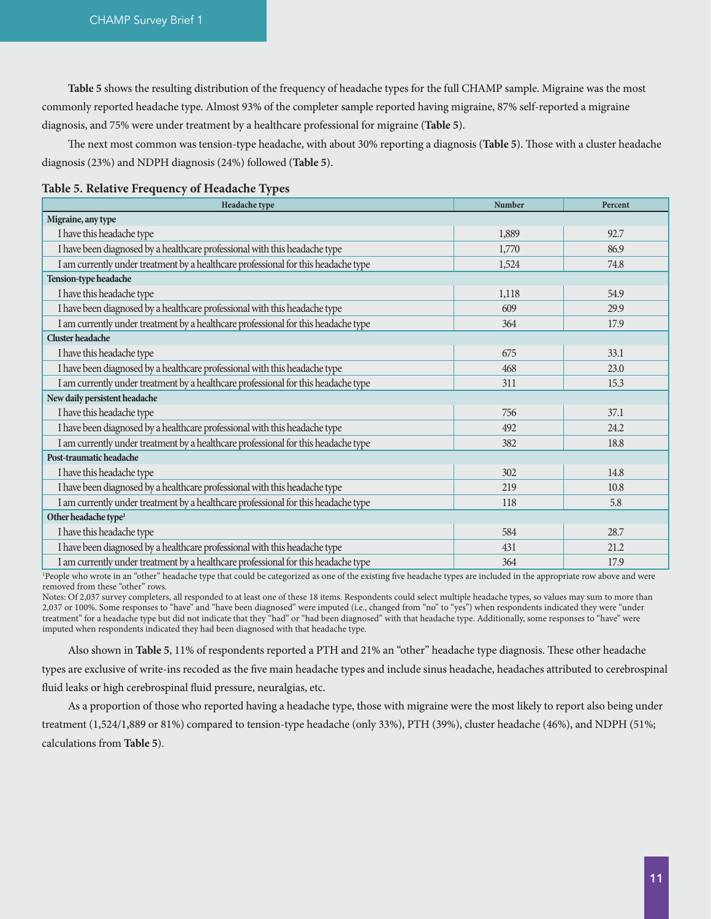**Table 5** shows the resulting distribution of the frequency of headache types for the full CHAMP sample. Migraine was the most commonly reported headache type. Almost 93% of the completer sample reported having migraine, 87% self-reported a migraine diagnosis, and 75% were under treatment by a healthcare professional for migraine (**Table 5**).

The next most common was tension-type headache, with about 30% reporting a diagnosis (**Table 5**). Those with a cluster headache diagnosis (23%) and NDPH diagnosis (24%) followed (**Table 5**).

**Table 5. Relative Frequency of Headache Types**

| Headache type | Number | Percent |
|---|---|---|
| **Migraine, any type** | | |
| I have this headache type | 1,889 | 92.7 |
| I have been diagnosed by a healthcare professional with this headache type | 1,770 | 86.9 |
| I am currently under treatment by a healthcare professional for this headache type | 1,524 | 74.8 |
| **Tension-type headache** | | |
| I have this headache type | 1,118 | 54.9 |
| I have been diagnosed by a healthcare professional with this headache type | 609 | 29.9 |
| I am currently under treatment by a healthcare professional for this headache type | 364 | 17.9 |
| **Cluster headache** | | |
| I have this headache type | 675 | 33.1 |
| I have been diagnosed by a healthcare professional with this headache type | 468 | 23.0 |
| I am currently under treatment by a healthcare professional for this headache type | 311 | 15.3 |
| **New daily persistent headache** | | |
| I have this headache type | 756 | 37.1 |
| I have been diagnosed by a healthcare professional with this headache type | 492 | 24.2 |
| I am currently under treatment by a healthcare professional for this headache type | 382 | 18.8 |
| **Post-traumatic headache** | | |
| I have this headache type | 302 | 14.8 |
| I have been diagnosed by a healthcare professional with this headache type | 219 | 10.8 |
| I am currently under treatment by a healthcare professional for this headache type | 118 | 5.8 |
| **Other headache type[1]** | | |
| I have this headache type | 584 | 28.7 |
| I have been diagnosed by a healthcare professional with this headache type | 431 | 21.2 |
| I am currently under treatment by a healthcare professional for this headache type | 364 | 17.9 |

[1]People who wrote in an "other" headache type that could be categorized as one of the existing five headache types are included in the appropriate row above and were removed from these "other" rows.

Notes: Of 2,037 survey completers, all responded to at least one of these 18 items. Respondents could select multiple headache types, so values may sum to more than 2,037 or 100%. Some responses to "have" and "have been diagnosed" were imputed (i.e., changed from "no" to "yes") when respondents indicated they were "under treatment" for a headache type but did not indicate that they "had" or "had been diagnosed" with that headache type. Additionally, some responses to "have" were imputed when respondents indicated they had been diagnosed with that headache type.

Also shown in **Table 5**, 11% of respondents reported a PTH and 21% an "other" headache type diagnosis. These other headache types are exclusive of write-ins recoded as the five main headache types and include sinus headache, headaches attributed to cerebrospinal fluid leaks or high cerebrospinal fluid pressure, neuralgias, etc.

As a proportion of those who reported having a headache type, those with migraine were the most likely to report also being under treatment (1,524/1,889 or 81%) compared to tension-type headache (only 33%), PTH (39%), cluster headache (46%), and NDPH (51%; calculations from **Table 5**).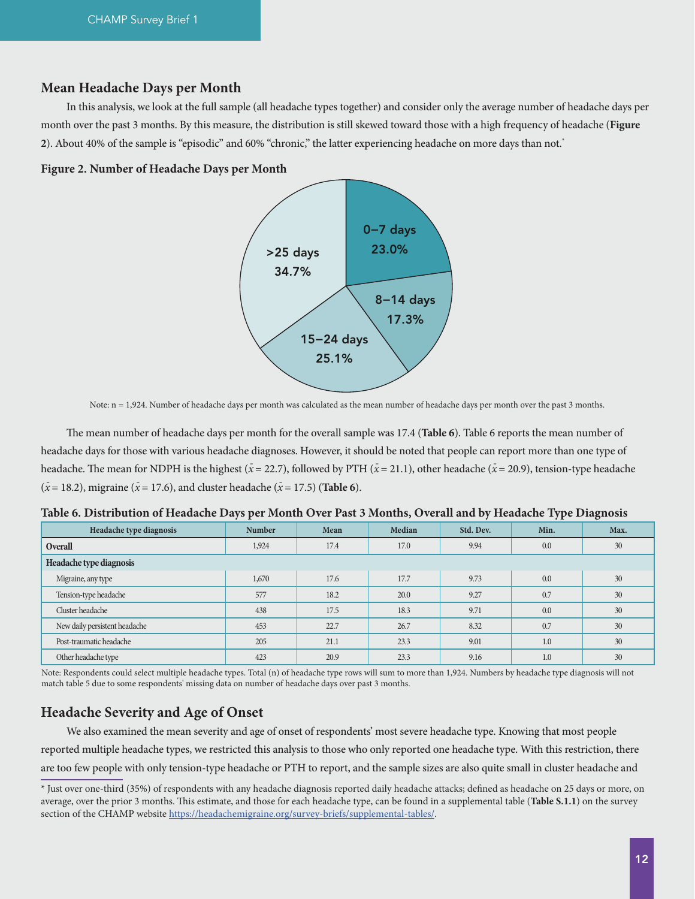## Mean Headache Days per Month

In this analysis, we look at the full sample (all headache types together) and consider only the average number of headache days per month over the past 3 months. By this measure, the distribution is still skewed toward those with a high frequency of headache (**Figure 2**). About 40% of the sample is "episodic" and 60% "chronic," the latter experiencing headache on more days than not.*

**Figure 2. Number of Headache Days per Month**

| Headache days per month | Percent |
|---|---|
| 0–7 days | 23.0% |
| 8–14 days | 17.3% |
| 15–24 days | 25.1% |
| >25 days | 34.7% |

Note: n = 1,924. Number of headache days per month was calculated as the mean number of headache days per month over the past 3 months.

The mean number of headache days per month for the overall sample was 17.4 (**Table 6**). Table 6 reports the mean number of headache days for those with various headache diagnoses. However, it should be noted that people can report more than one type of headache. The mean for NDPH is the highest ($\bar{x}$ = 22.7), followed by PTH ($\bar{x}$ = 21.1), other headache ($\bar{x}$ = 20.9), tension-type headache ($\bar{x}$ = 18.2), migraine ($\bar{x}$ = 17.6), and cluster headache ($\bar{x}$ = 17.5) (**Table 6**).

**Table 6. Distribution of Headache Days per Month Over Past 3 Months, Overall and by Headache Type Diagnosis**

| Headache type diagnosis | Number | Mean | Median | Std. Dev. | Min. | Max. |
|---|---|---|---|---|---|---|
| **Overall** | 1,924 | 17.4 | 17.0 | 9.94 | 0.0 | 30 |
| **Headache type diagnosis** | | | | | | |
| Migraine, any type | 1,670 | 17.6 | 17.7 | 9.73 | 0.0 | 30 |
| Tension-type headache | 577 | 18.2 | 20.0 | 9.27 | 0.7 | 30 |
| Cluster headache | 438 | 17.5 | 18.3 | 9.71 | 0.0 | 30 |
| New daily persistent headache | 453 | 22.7 | 26.7 | 8.32 | 0.7 | 30 |
| Post-traumatic headache | 205 | 21.1 | 23.3 | 9.01 | 1.0 | 30 |
| Other headache type | 423 | 20.9 | 23.3 | 9.16 | 1.0 | 30 |

Note: Respondents could select multiple headache types. Total (n) of headache type rows will sum to more than 1,924. Numbers by headache type diagnosis will not match table 5 due to some respondents' missing data on number of headache days over past 3 months.

## Headache Severity and Age of Onset

We also examined the mean severity and age of onset of respondents' most severe headache type. Knowing that most people reported multiple headache types, we restricted this analysis to those who only reported one headache type. With this restriction, there are too few people with only tension-type headache or PTH to report, and the sample sizes are also quite small in cluster headache and

* Just over one-third (35%) of respondents with any headache diagnosis reported daily headache attacks; defined as headache on 25 days or more, on average, over the prior 3 months. This estimate, and those for each headache type, can be found in a supplemental table (**Table S.1.1**) on the survey section of the CHAMP website https://headachemigraine.org/survey-briefs/supplemental-tables/.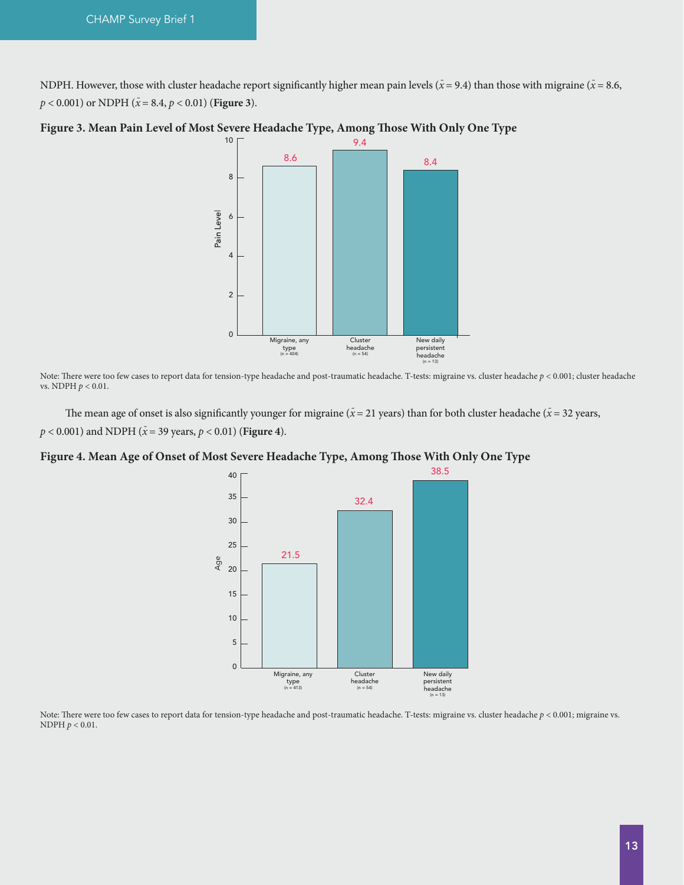NDPH. However, those with cluster headache report significantly higher mean pain levels ($\bar{x} = 9.4$) than those with migraine ($\bar{x} = 8.6$, $p < 0.001$) or NDPH ($\bar{x} = 8.4$, $p < 0.01$) (**Figure 3**).

**Figure 3. Mean Pain Level of Most Severe Headache Type, Among Those With Only One Type**

| Headache type | Mean Pain Level |
|---|---|
| Migraine, any type (n = 404) | 8.6 |
| Cluster headache (n = 54) | 9.4 |
| New daily persistent headache (n = 13) | 8.4 |

Note: There were too few cases to report data for tension-type headache and post-traumatic headache. T-tests: migraine vs. cluster headache $p < 0.001$; cluster headache vs. NDPH $p < 0.01$.

The mean age of onset is also significantly younger for migraine ($\bar{x} = 21$ years) than for both cluster headache ($\bar{x} = 32$ years, $p < 0.001$) and NDPH ($\bar{x} = 39$ years, $p < 0.01$) (**Figure 4**).

**Figure 4. Mean Age of Onset of Most Severe Headache Type, Among Those With Only One Type**

| Headache type | Mean Age |
|---|---|
| Migraine, any type (n = 413) | 21.5 |
| Cluster headache (n = 54) | 32.4 |
| New daily persistent headache (n = 13) | 38.5 |

Note: There were too few cases to report data for tension-type headache and post-traumatic headache. T-tests: migraine vs. cluster headache $p < 0.001$; migraine vs. NDPH $p < 0.01$.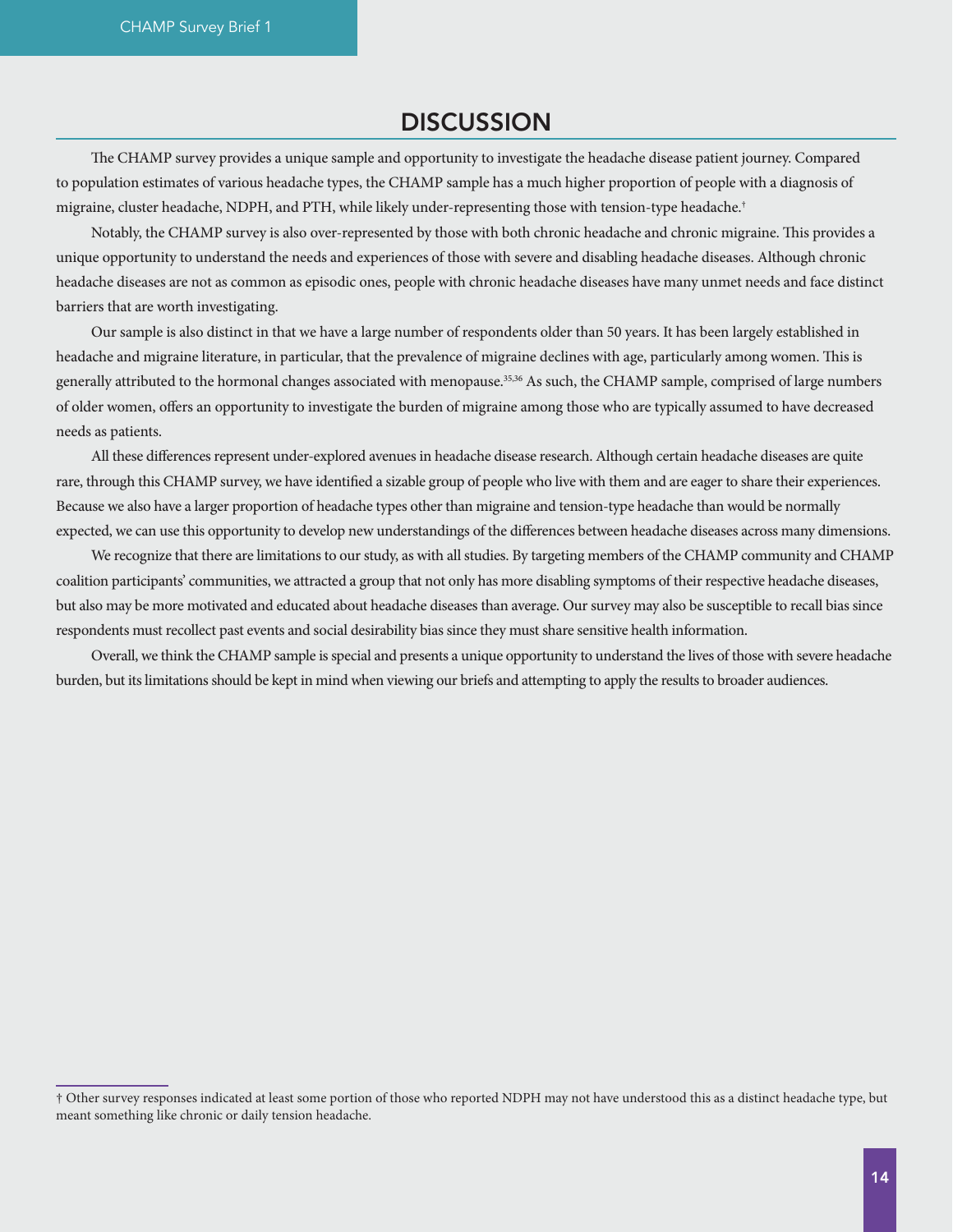# DISCUSSION

The CHAMP survey provides a unique sample and opportunity to investigate the headache disease patient journey. Compared to population estimates of various headache types, the CHAMP sample has a much higher proportion of people with a diagnosis of migraine, cluster headache, NDPH, and PTH, while likely under-representing those with tension-type headache.[†]

Notably, the CHAMP survey is also over-represented by those with both chronic headache and chronic migraine. This provides a unique opportunity to understand the needs and experiences of those with severe and disabling headache diseases. Although chronic headache diseases are not as common as episodic ones, people with chronic headache diseases have many unmet needs and face distinct barriers that are worth investigating.

Our sample is also distinct in that we have a large number of respondents older than 50 years. It has been largely established in headache and migraine literature, in particular, that the prevalence of migraine declines with age, particularly among women. This is generally attributed to the hormonal changes associated with menopause.[35,36] As such, the CHAMP sample, comprised of large numbers of older women, offers an opportunity to investigate the burden of migraine among those who are typically assumed to have decreased needs as patients.

All these differences represent under-explored avenues in headache disease research. Although certain headache diseases are quite rare, through this CHAMP survey, we have identified a sizable group of people who live with them and are eager to share their experiences. Because we also have a larger proportion of headache types other than migraine and tension-type headache than would be normally expected, we can use this opportunity to develop new understandings of the differences between headache diseases across many dimensions.

We recognize that there are limitations to our study, as with all studies. By targeting members of the CHAMP community and CHAMP coalition participants' communities, we attracted a group that not only has more disabling symptoms of their respective headache diseases, but also may be more motivated and educated about headache diseases than average. Our survey may also be susceptible to recall bias since respondents must recollect past events and social desirability bias since they must share sensitive health information.

Overall, we think the CHAMP sample is special and presents a unique opportunity to understand the lives of those with severe headache burden, but its limitations should be kept in mind when viewing our briefs and attempting to apply the results to broader audiences.

† Other survey responses indicated at least some portion of those who reported NDPH may not have understood this as a distinct headache type, but meant something like chronic or daily tension headache.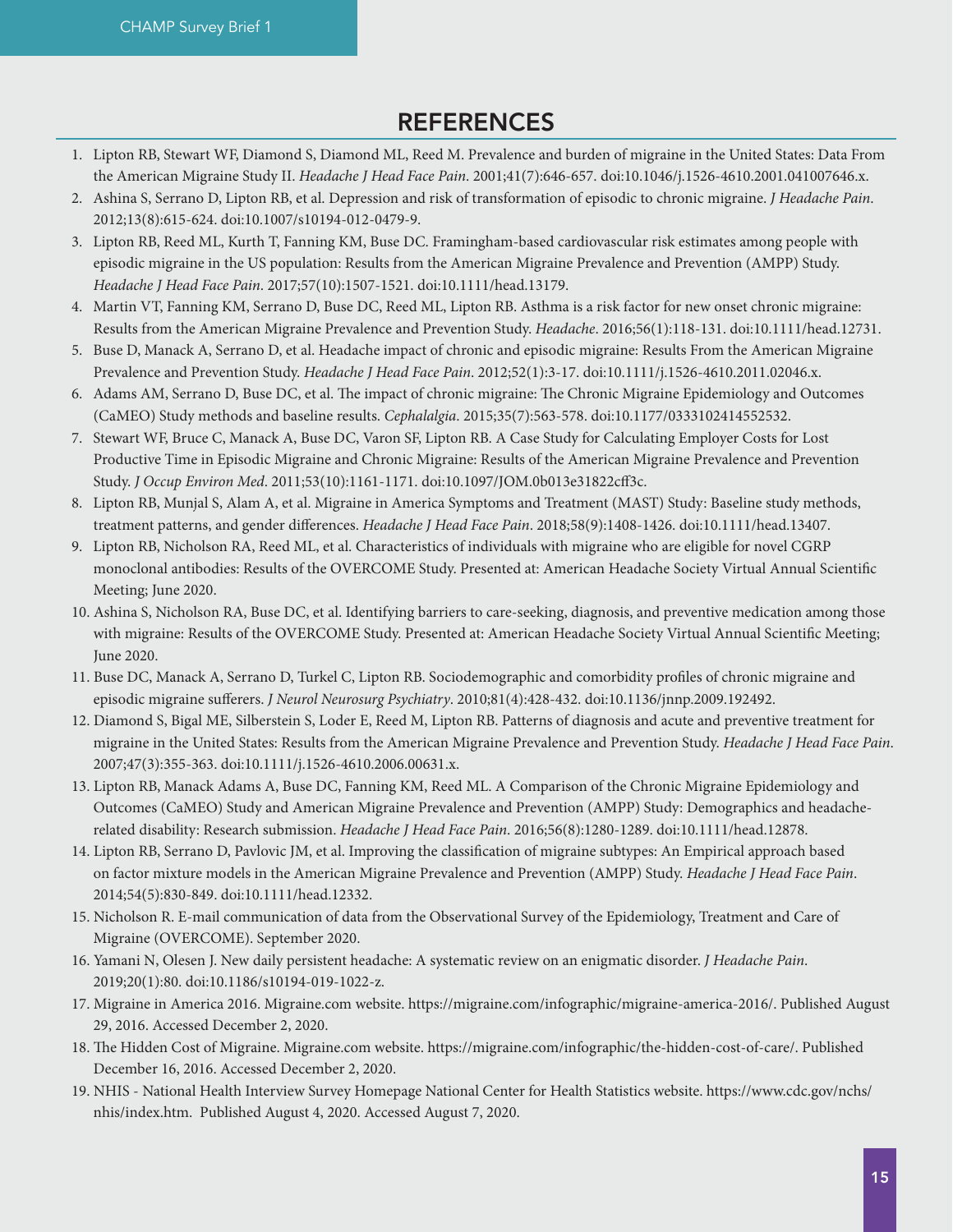## REFERENCES

1. Lipton RB, Stewart WF, Diamond S, Diamond ML, Reed M. Prevalence and burden of migraine in the United States: Data From the American Migraine Study II. *Headache J Head Face Pain*. 2001;41(7):646-657. doi:10.1046/j.1526-4610.2001.041007646.x.
2. Ashina S, Serrano D, Lipton RB, et al. Depression and risk of transformation of episodic to chronic migraine. *J Headache Pain*. 2012;13(8):615-624. doi:10.1007/s10194-012-0479-9.
3. Lipton RB, Reed ML, Kurth T, Fanning KM, Buse DC. Framingham-based cardiovascular risk estimates among people with episodic migraine in the US population: Results from the American Migraine Prevalence and Prevention (AMPP) Study. *Headache J Head Face Pain*. 2017;57(10):1507-1521. doi:10.1111/head.13179.
4. Martin VT, Fanning KM, Serrano D, Buse DC, Reed ML, Lipton RB. Asthma is a risk factor for new onset chronic migraine: Results from the American Migraine Prevalence and Prevention Study. *Headache*. 2016;56(1):118-131. doi:10.1111/head.12731.
5. Buse D, Manack A, Serrano D, et al. Headache impact of chronic and episodic migraine: Results From the American Migraine Prevalence and Prevention Study. *Headache J Head Face Pain*. 2012;52(1):3-17. doi:10.1111/j.1526-4610.2011.02046.x.
6. Adams AM, Serrano D, Buse DC, et al. The impact of chronic migraine: The Chronic Migraine Epidemiology and Outcomes (CaMEO) Study methods and baseline results. *Cephalalgia*. 2015;35(7):563-578. doi:10.1177/0333102414552532.
7. Stewart WF, Bruce C, Manack A, Buse DC, Varon SF, Lipton RB. A Case Study for Calculating Employer Costs for Lost Productive Time in Episodic Migraine and Chronic Migraine: Results of the American Migraine Prevalence and Prevention Study. *J Occup Environ Med*. 2011;53(10):1161-1171. doi:10.1097/JOM.0b013e31822cff3c.
8. Lipton RB, Munjal S, Alam A, et al. Migraine in America Symptoms and Treatment (MAST) Study: Baseline study methods, treatment patterns, and gender differences. *Headache J Head Face Pain*. 2018;58(9):1408-1426. doi:10.1111/head.13407.
9. Lipton RB, Nicholson RA, Reed ML, et al. Characteristics of individuals with migraine who are eligible for novel CGRP monoclonal antibodies: Results of the OVERCOME Study. Presented at: American Headache Society Virtual Annual Scientific Meeting; June 2020.
10. Ashina S, Nicholson RA, Buse DC, et al. Identifying barriers to care-seeking, diagnosis, and preventive medication among those with migraine: Results of the OVERCOME Study. Presented at: American Headache Society Virtual Annual Scientific Meeting; June 2020.
11. Buse DC, Manack A, Serrano D, Turkel C, Lipton RB. Sociodemographic and comorbidity profiles of chronic migraine and episodic migraine sufferers. *J Neurol Neurosurg Psychiatry*. 2010;81(4):428-432. doi:10.1136/jnnp.2009.192492.
12. Diamond S, Bigal ME, Silberstein S, Loder E, Reed M, Lipton RB. Patterns of diagnosis and acute and preventive treatment for migraine in the United States: Results from the American Migraine Prevalence and Prevention Study. *Headache J Head Face Pain*. 2007;47(3):355-363. doi:10.1111/j.1526-4610.2006.00631.x.
13. Lipton RB, Manack Adams A, Buse DC, Fanning KM, Reed ML. A Comparison of the Chronic Migraine Epidemiology and Outcomes (CaMEO) Study and American Migraine Prevalence and Prevention (AMPP) Study: Demographics and headache-related disability: Research submission. *Headache J Head Face Pain*. 2016;56(8):1280-1289. doi:10.1111/head.12878.
14. Lipton RB, Serrano D, Pavlovic JM, et al. Improving the classification of migraine subtypes: An Empirical approach based on factor mixture models in the American Migraine Prevalence and Prevention (AMPP) Study. *Headache J Head Face Pain*. 2014;54(5):830-849. doi:10.1111/head.12332.
15. Nicholson R. E-mail communication of data from the Observational Survey of the Epidemiology, Treatment and Care of Migraine (OVERCOME). September 2020.
16. Yamani N, Olesen J. New daily persistent headache: A systematic review on an enigmatic disorder. *J Headache Pain*. 2019;20(1):80. doi:10.1186/s10194-019-1022-z.
17. Migraine in America 2016. Migraine.com website. https://migraine.com/infographic/migraine-america-2016/. Published August 29, 2016. Accessed December 2, 2020.
18. The Hidden Cost of Migraine. Migraine.com website. https://migraine.com/infographic/the-hidden-cost-of-care/. Published December 16, 2016. Accessed December 2, 2020.
19. NHIS - National Health Interview Survey Homepage National Center for Health Statistics website. https://www.cdc.gov/nchs/nhis/index.htm. Published August 4, 2020. Accessed August 7, 2020.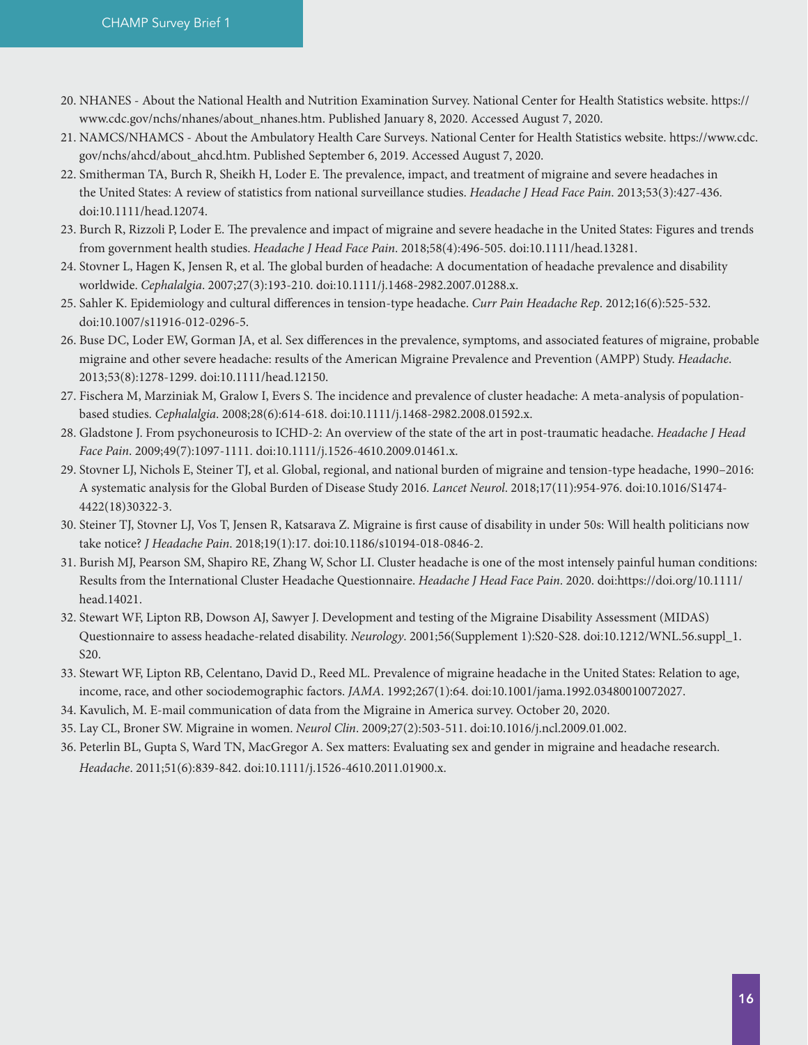20. NHANES - About the National Health and Nutrition Examination Survey. National Center for Health Statistics website. https://www.cdc.gov/nchs/nhanes/about_nhanes.htm. Published January 8, 2020. Accessed August 7, 2020.
21. NAMCS/NHAMCS - About the Ambulatory Health Care Surveys. National Center for Health Statistics website. https://www.cdc.gov/nchs/ahcd/about_ahcd.htm. Published September 6, 2019. Accessed August 7, 2020.
22. Smitherman TA, Burch R, Sheikh H, Loder E. The prevalence, impact, and treatment of migraine and severe headaches in the United States: A review of statistics from national surveillance studies. *Headache J Head Face Pain*. 2013;53(3):427-436. doi:10.1111/head.12074.
23. Burch R, Rizzoli P, Loder E. The prevalence and impact of migraine and severe headache in the United States: Figures and trends from government health studies. *Headache J Head Face Pain*. 2018;58(4):496-505. doi:10.1111/head.13281.
24. Stovner L, Hagen K, Jensen R, et al. The global burden of headache: A documentation of headache prevalence and disability worldwide. *Cephalalgia*. 2007;27(3):193-210. doi:10.1111/j.1468-2982.2007.01288.x.
25. Sahler K. Epidemiology and cultural differences in tension-type headache. *Curr Pain Headache Rep*. 2012;16(6):525-532. doi:10.1007/s11916-012-0296-5.
26. Buse DC, Loder EW, Gorman JA, et al. Sex differences in the prevalence, symptoms, and associated features of migraine, probable migraine and other severe headache: results of the American Migraine Prevalence and Prevention (AMPP) Study. *Headache*. 2013;53(8):1278-1299. doi:10.1111/head.12150.
27. Fischera M, Marziniak M, Gralow I, Evers S. The incidence and prevalence of cluster headache: A meta-analysis of population-based studies. *Cephalalgia*. 2008;28(6):614-618. doi:10.1111/j.1468-2982.2008.01592.x.
28. Gladstone J. From psychoneurosis to ICHD-2: An overview of the state of the art in post-traumatic headache. *Headache J Head Face Pain*. 2009;49(7):1097-1111. doi:10.1111/j.1526-4610.2009.01461.x.
29. Stovner LJ, Nichols E, Steiner TJ, et al. Global, regional, and national burden of migraine and tension-type headache, 1990–2016: A systematic analysis for the Global Burden of Disease Study 2016. *Lancet Neurol*. 2018;17(11):954-976. doi:10.1016/S1474-4422(18)30322-3.
30. Steiner TJ, Stovner LJ, Vos T, Jensen R, Katsarava Z. Migraine is first cause of disability in under 50s: Will health politicians now take notice? *J Headache Pain*. 2018;19(1):17. doi:10.1186/s10194-018-0846-2.
31. Burish MJ, Pearson SM, Shapiro RE, Zhang W, Schor LI. Cluster headache is one of the most intensely painful human conditions: Results from the International Cluster Headache Questionnaire. *Headache J Head Face Pain*. 2020. doi:https://doi.org/10.1111/head.14021.
32. Stewart WF, Lipton RB, Dowson AJ, Sawyer J. Development and testing of the Migraine Disability Assessment (MIDAS) Questionnaire to assess headache-related disability. *Neurology*. 2001;56(Supplement 1):S20-S28. doi:10.1212/WNL.56.suppl_1.S20.
33. Stewart WF, Lipton RB, Celentano, David D., Reed ML. Prevalence of migraine headache in the United States: Relation to age, income, race, and other sociodemographic factors. *JAMA*. 1992;267(1):64. doi:10.1001/jama.1992.03480010072027.
34. Kavulich, M. E-mail communication of data from the Migraine in America survey. October 20, 2020.
35. Lay CL, Broner SW. Migraine in women. *Neurol Clin*. 2009;27(2):503-511. doi:10.1016/j.ncl.2009.01.002.
36. Peterlin BL, Gupta S, Ward TN, MacGregor A. Sex matters: Evaluating sex and gender in migraine and headache research. *Headache*. 2011;51(6):839-842. doi:10.1111/j.1526-4610.2011.01900.x.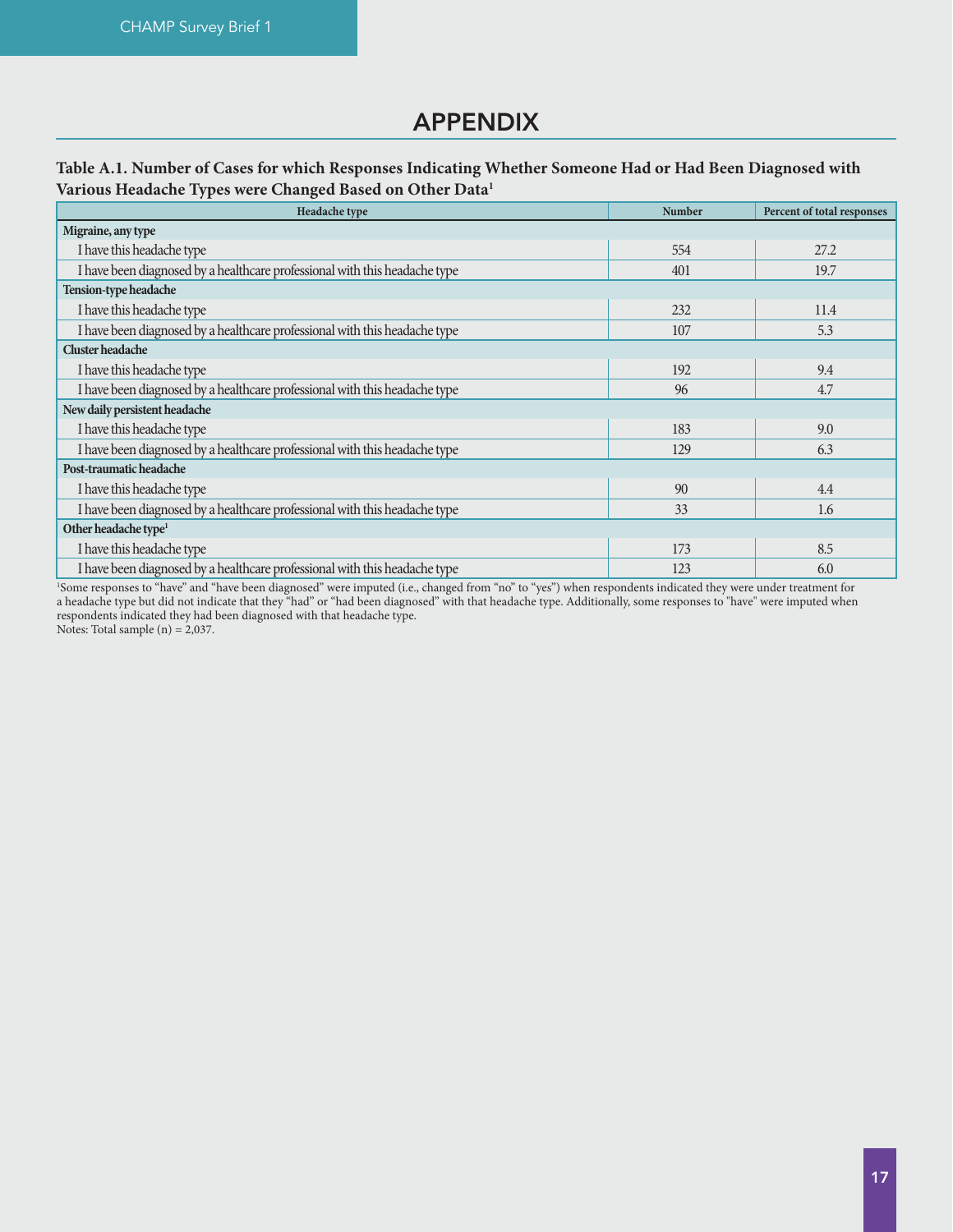# APPENDIX

**Table A.1. Number of Cases for which Responses Indicating Whether Someone Had or Had Been Diagnosed with Various Headache Types were Changed Based on Other Data[1]**

| Headache type | Number | Percent of total responses |
|---|---|---|
| **Migraine, any type** | | |
| I have this headache type | 554 | 27.2 |
| I have been diagnosed by a healthcare professional with this headache type | 401 | 19.7 |
| **Tension-type headache** | | |
| I have this headache type | 232 | 11.4 |
| I have been diagnosed by a healthcare professional with this headache type | 107 | 5.3 |
| **Cluster headache** | | |
| I have this headache type | 192 | 9.4 |
| I have been diagnosed by a healthcare professional with this headache type | 96 | 4.7 |
| **New daily persistent headache** | | |
| I have this headache type | 183 | 9.0 |
| I have been diagnosed by a healthcare professional with this headache type | 129 | 6.3 |
| **Post-traumatic headache** | | |
| I have this headache type | 90 | 4.4 |
| I have been diagnosed by a healthcare professional with this headache type | 33 | 1.6 |
| **Other headache type[1]** | | |
| I have this headache type | 173 | 8.5 |
| I have been diagnosed by a healthcare professional with this headache type | 123 | 6.0 |

[1]Some responses to "have" and "have been diagnosed" were imputed (i.e., changed from "no" to "yes") when respondents indicated they were under treatment for a headache type but did not indicate that they "had" or "had been diagnosed" with that headache type. Additionally, some responses to "have" were imputed when respondents indicated they had been diagnosed with that headache type.

Notes: Total sample (n) = 2,037.